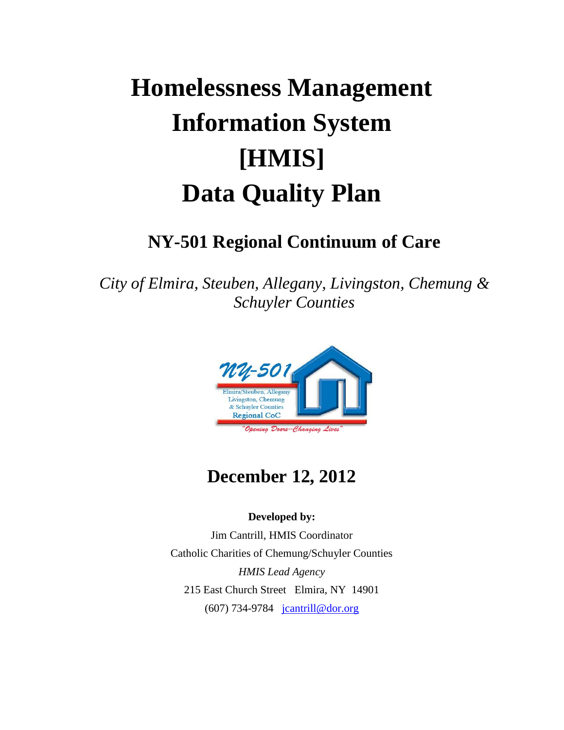# Homelessness Management Information System [HMIS] Data Quality Plan

## NY-501 Regional Continuum of Care

*City of Elmira, Steuben, Allegany, Livingston, Chemung & Schuyler Counties*

## December 12, 2012

**Developed by:**

Jim Cantrill, HMIS Coordinator

Catholic Charities of Chemung/Schuyler Counties

*HMIS Lead Agency*

215 East Church Street Elmira, NY 14901

(607) 734-9784 jcantrill@dor.org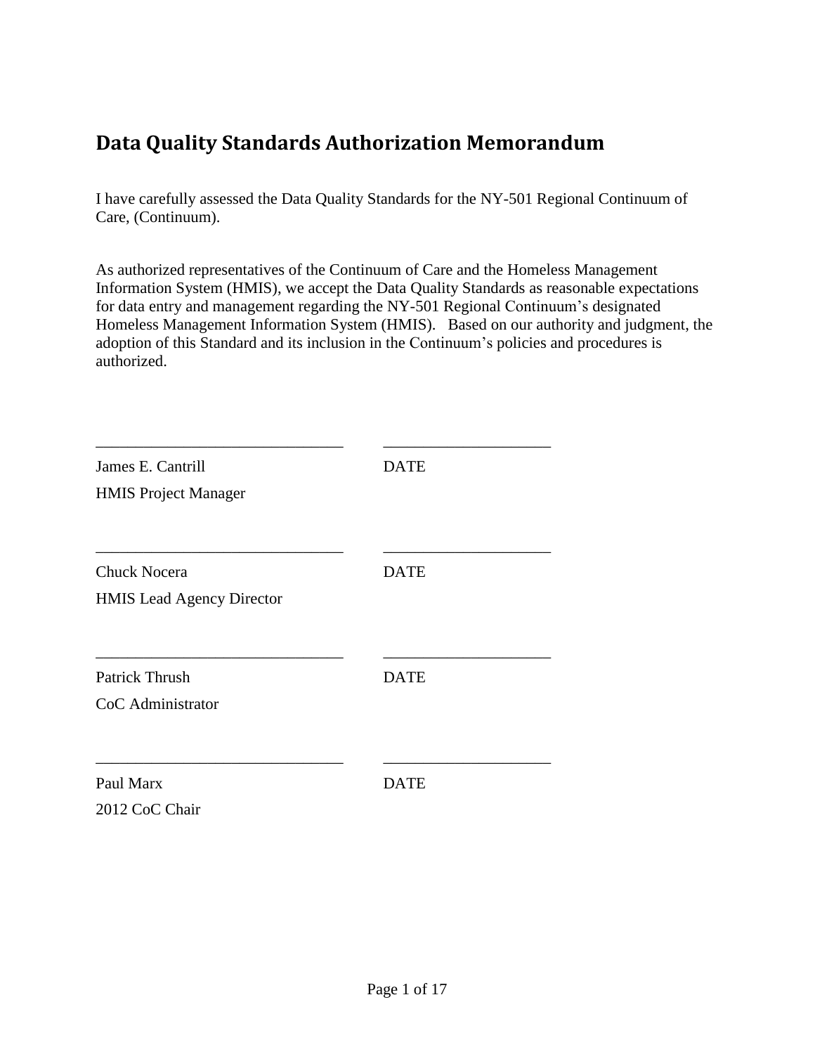## Data Quality Standards Authorization Memorandum

I have carefully assessed the Data Quality Standards for the NY-501 Regional Continuum of Care, (Continuum).

As authorized representatives of the Continuum of Care and the Homeless Management Information System (HMIS), we accept the Data Quality Standards as reasonable expectations for data entry and management regarding the NY-501 Regional Continuum's designated Homeless Management Information System (HMIS). Based on our authority and judgment, the adoption of this Standard and its inclusion in the Continuum's policies and procedures is authorized.

\_\_\_\_\_\_\_\_\_\_\_\_\_\_\_\_\_\_\_\_\_\_\_\_\_\_\_\_\_\_ \_\_\_\_\_\_\_\_\_\_\_\_\_\_\_\_\_\_\_\_

James E. Cantrill DATE

HMIS Project Manager

\_\_\_\_\_\_\_\_\_\_\_\_\_\_\_\_\_\_\_\_\_\_\_\_\_\_\_\_\_\_ \_\_\_\_\_\_\_\_\_\_\_\_\_\_\_\_\_\_\_\_

Chuck Nocera DATE

HMIS Lead Agency Director

\_\_\_\_\_\_\_\_\_\_\_\_\_\_\_\_\_\_\_\_\_\_\_\_\_\_\_\_\_\_ \_\_\_\_\_\_\_\_\_\_\_\_\_\_\_\_\_\_\_\_

Patrick Thrush DATE

CoC Administrator

\_\_\_\_\_\_\_\_\_\_\_\_\_\_\_\_\_\_\_\_\_\_\_\_\_\_\_\_\_\_ \_\_\_\_\_\_\_\_\_\_\_\_\_\_\_\_\_\_\_\_

Paul Marx DATE

2012 CoC Chair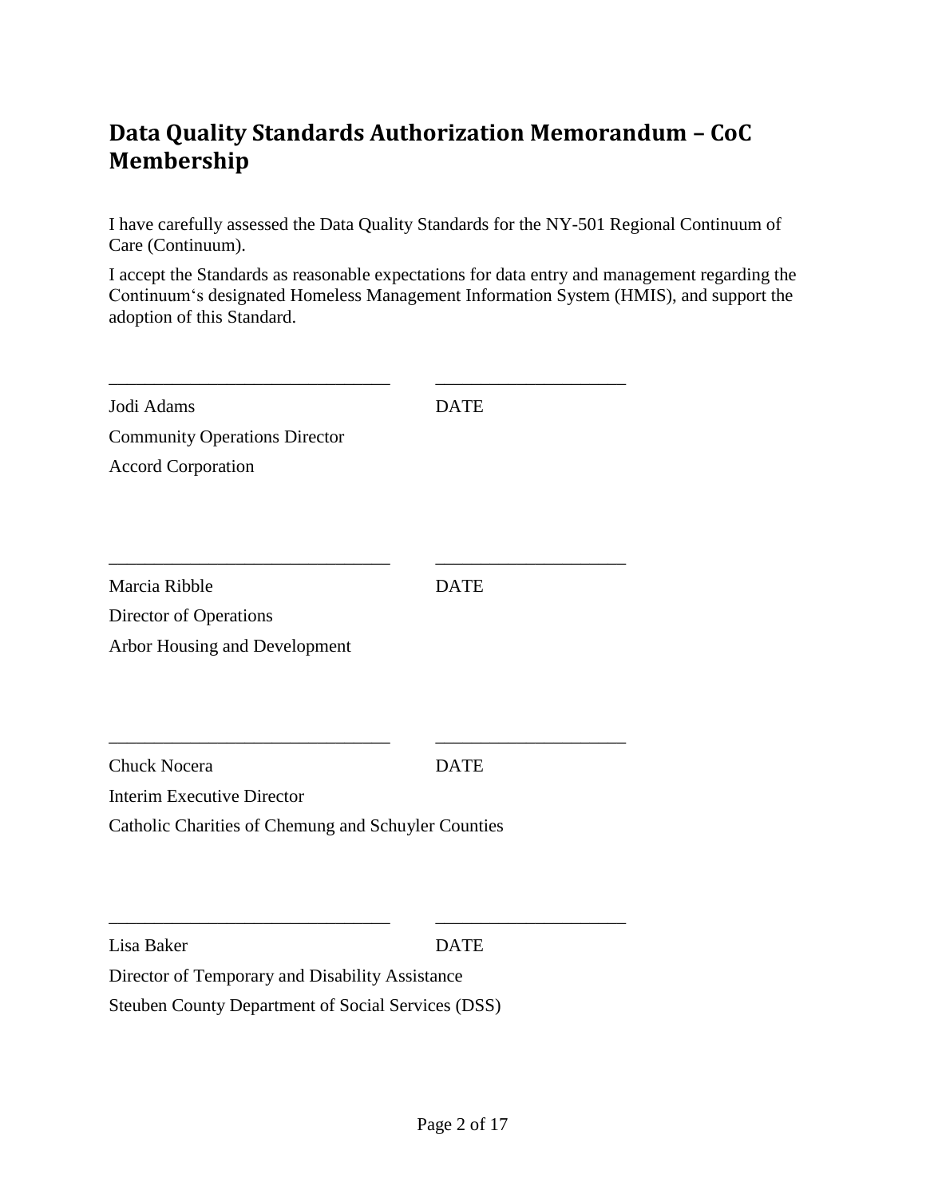## Data Quality Standards Authorization Memorandum – CoC Membership

I have carefully assessed the Data Quality Standards for the NY-501 Regional Continuum of Care (Continuum).

I accept the Standards as reasonable expectations for data entry and management regarding the Continuum's designated Homeless Management Information System (HMIS), and support the adoption of this Standard.

______________________________ ____________________

Jodi Adams DATE

Community Operations Director

Accord Corporation

______________________________ ____________________

Marcia Ribble DATE

Director of Operations

Arbor Housing and Development

______________________________ ____________________

Chuck Nocera DATE

Interim Executive Director

Catholic Charities of Chemung and Schuyler Counties

______________________________ ____________________

Lisa Baker DATE

Director of Temporary and Disability Assistance

Steuben County Department of Social Services (DSS)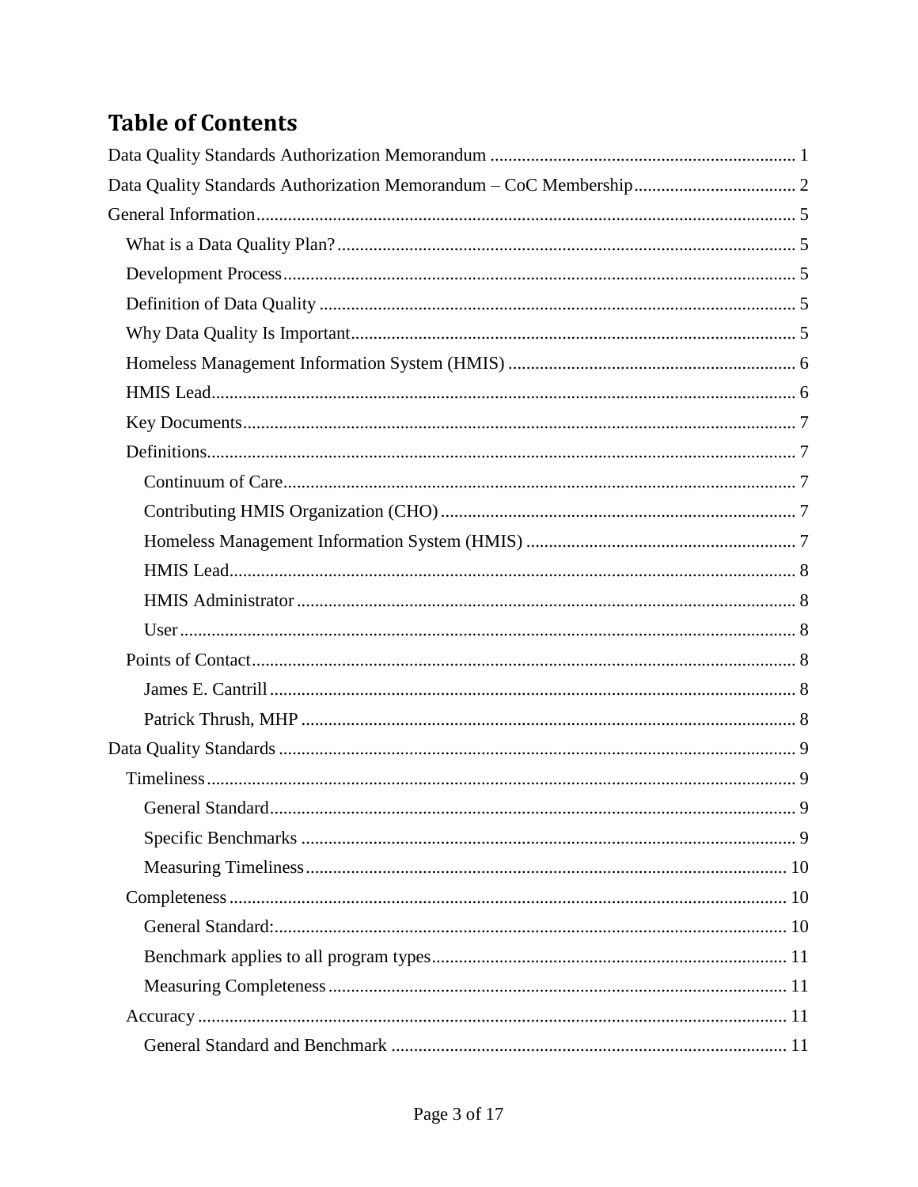# Table of Contents

Data Quality Standards Authorization Memorandum ..................................................................... 1

Data Quality Standards Authorization Memorandum – CoC Membership.................................... 2

General Information........................................................................................................................ 5

- What is a Data Quality Plan?..................................................................................................... 5
- Development Process................................................................................................................. 5
- Definition of Data Quality .......................................................................................................... 5
- Why Data Quality Is Important.................................................................................................. 5
- Homeless Management Information System (HMIS) ............................................................... 6
- HMIS Lead................................................................................................................................. 6
- Key Documents.......................................................................................................................... 7
- Definitions.................................................................................................................................. 7
  - Continuum of Care................................................................................................................ 7
  - Contributing HMIS Organization (CHO).............................................................................. 7
  - Homeless Management Information System (HMIS) .......................................................... 7
  - HMIS Lead............................................................................................................................ 8
  - HMIS Administrator ............................................................................................................. 8
  - User....................................................................................................................................... 8
- Points of Contact........................................................................................................................ 8
  - James E. Cantrill ................................................................................................................... 8
  - Patrick Thrush, MHP ............................................................................................................ 8

Data Quality Standards ................................................................................................................... 9

- Timeliness.................................................................................................................................. 9
  - General Standard................................................................................................................... 9
  - Specific Benchmarks ............................................................................................................ 9
  - Measuring Timeliness.......................................................................................................... 10
- Completeness........................................................................................................................... 10
  - General Standard:................................................................................................................ 10
  - Benchmark applies to all program types............................................................................. 11
  - Measuring Completeness..................................................................................................... 11
- Accuracy.................................................................................................................................. 11
  - General Standard and Benchmark ...................................................................................... 11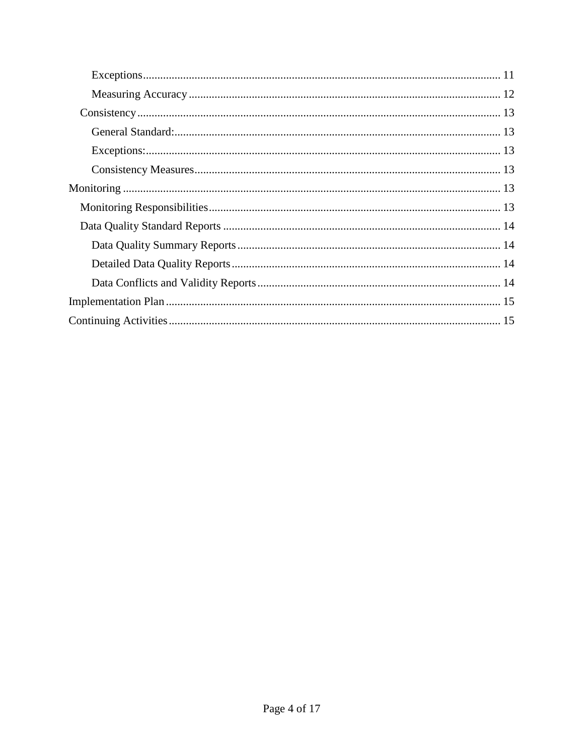- Exceptions ........................................................................................................ 11
- Measuring Accuracy ........................................................................................... 12

Consistency .............................................................................................................. 13

- General Standard: ................................................................................................ 13
- Exceptions: .......................................................................................................... 13
- Consistency Measures ......................................................................................... 13

Monitoring .................................................................................................................. 13

- Monitoring Responsibilities ..................................................................................... 13
- Data Quality Standard Reports ................................................................................ 14
  - Data Quality Summary Reports ........................................................................... 14
  - Detailed Data Quality Reports ............................................................................. 14
  - Data Conflicts and Validity Reports .................................................................... 14

Implementation Plan .................................................................................................... 15

Continuing Activities .................................................................................................... 15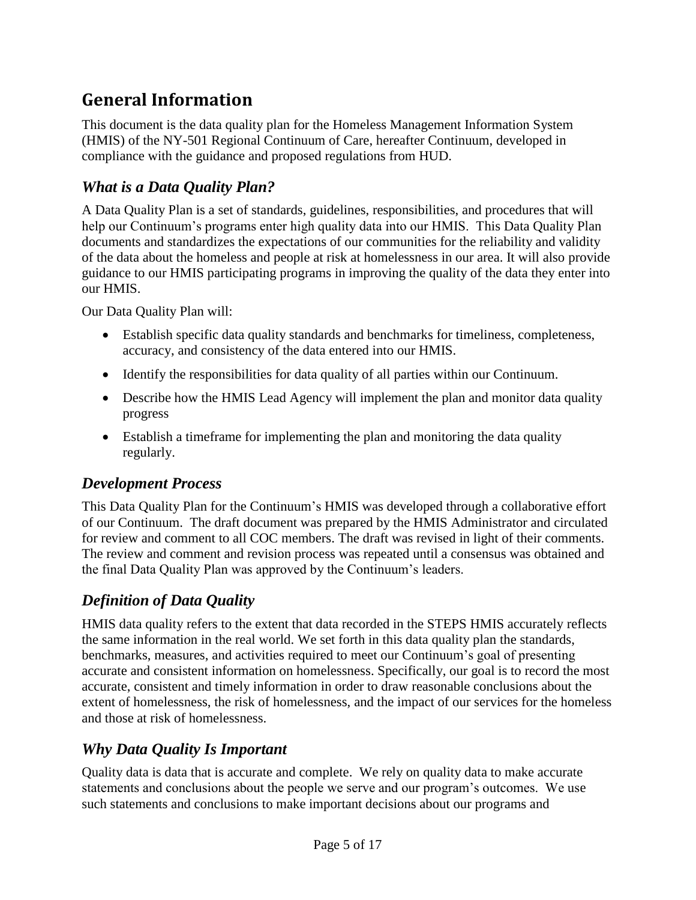# General Information

This document is the data quality plan for the Homeless Management Information System (HMIS) of the NY-501 Regional Continuum of Care, hereafter Continuum, developed in compliance with the guidance and proposed regulations from HUD.

## *What is a Data Quality Plan?*

A Data Quality Plan is a set of standards, guidelines, responsibilities, and procedures that will help our Continuum's programs enter high quality data into our HMIS. This Data Quality Plan documents and standardizes the expectations of our communities for the reliability and validity of the data about the homeless and people at risk at homelessness in our area. It will also provide guidance to our HMIS participating programs in improving the quality of the data they enter into our HMIS.

Our Data Quality Plan will:

- Establish specific data quality standards and benchmarks for timeliness, completeness, accuracy, and consistency of the data entered into our HMIS.
- Identify the responsibilities for data quality of all parties within our Continuum.
- Describe how the HMIS Lead Agency will implement the plan and monitor data quality progress
- Establish a timeframe for implementing the plan and monitoring the data quality regularly.

## *Development Process*

This Data Quality Plan for the Continuum's HMIS was developed through a collaborative effort of our Continuum. The draft document was prepared by the HMIS Administrator and circulated for review and comment to all COC members. The draft was revised in light of their comments. The review and comment and revision process was repeated until a consensus was obtained and the final Data Quality Plan was approved by the Continuum's leaders.

## *Definition of Data Quality*

HMIS data quality refers to the extent that data recorded in the STEPS HMIS accurately reflects the same information in the real world. We set forth in this data quality plan the standards, benchmarks, measures, and activities required to meet our Continuum's goal of presenting accurate and consistent information on homelessness. Specifically, our goal is to record the most accurate, consistent and timely information in order to draw reasonable conclusions about the extent of homelessness, the risk of homelessness, and the impact of our services for the homeless and those at risk of homelessness.

## *Why Data Quality Is Important*

Quality data is data that is accurate and complete. We rely on quality data to make accurate statements and conclusions about the people we serve and our program's outcomes. We use such statements and conclusions to make important decisions about our programs and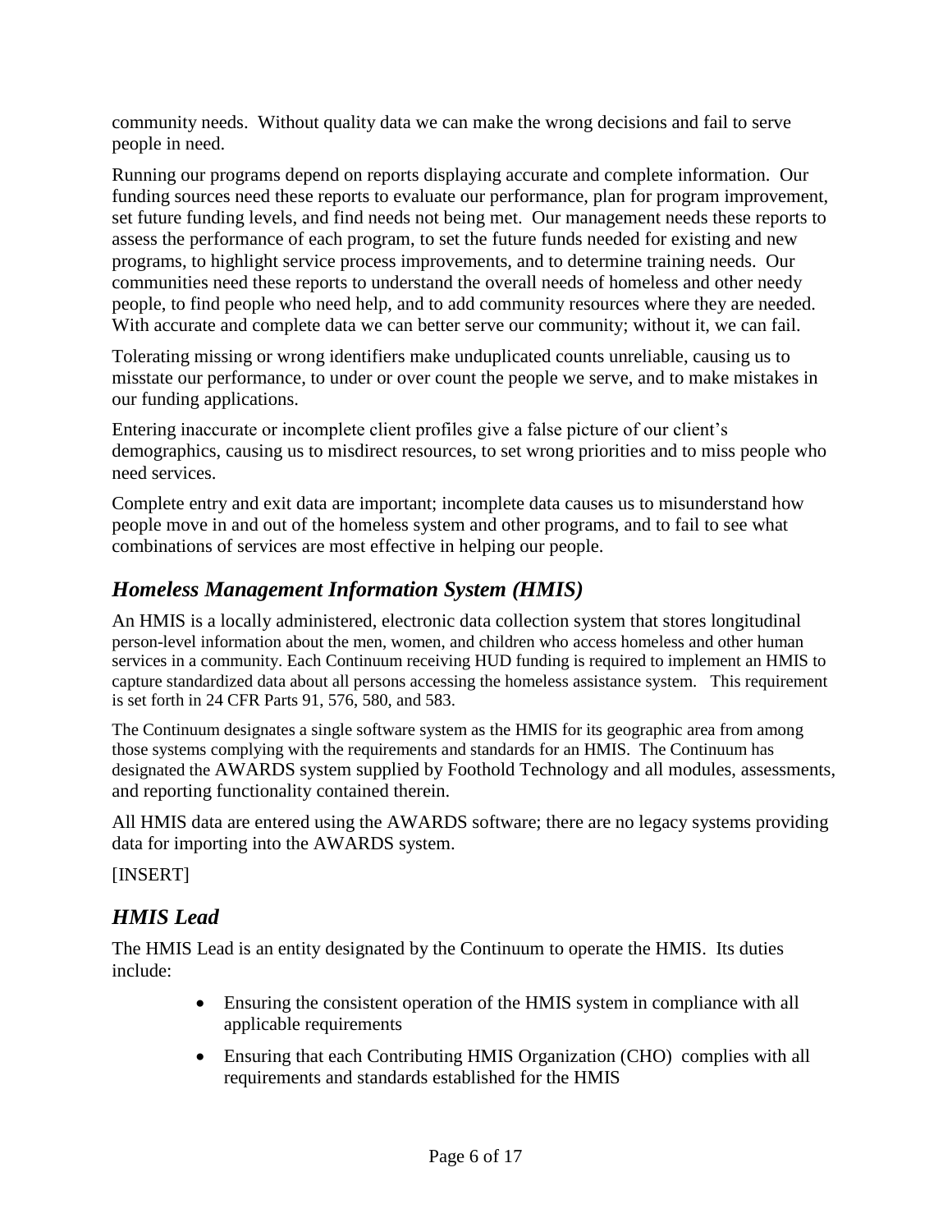community needs. Without quality data we can make the wrong decisions and fail to serve people in need.

Running our programs depend on reports displaying accurate and complete information. Our funding sources need these reports to evaluate our performance, plan for program improvement, set future funding levels, and find needs not being met. Our management needs these reports to assess the performance of each program, to set the future funds needed for existing and new programs, to highlight service process improvements, and to determine training needs. Our communities need these reports to understand the overall needs of homeless and other needy people, to find people who need help, and to add community resources where they are needed. With accurate and complete data we can better serve our community; without it, we can fail.

Tolerating missing or wrong identifiers make unduplicated counts unreliable, causing us to misstate our performance, to under or over count the people we serve, and to make mistakes in our funding applications.

Entering inaccurate or incomplete client profiles give a false picture of our client's demographics, causing us to misdirect resources, to set wrong priorities and to miss people who need services.

Complete entry and exit data are important; incomplete data causes us to misunderstand how people move in and out of the homeless system and other programs, and to fail to see what combinations of services are most effective in helping our people.

## *Homeless Management Information System (HMIS)*

An HMIS is a locally administered, electronic data collection system that stores longitudinal person-level information about the men, women, and children who access homeless and other human services in a community. Each Continuum receiving HUD funding is required to implement an HMIS to capture standardized data about all persons accessing the homeless assistance system. This requirement is set forth in 24 CFR Parts 91, 576, 580, and 583.

The Continuum designates a single software system as the HMIS for its geographic area from among those systems complying with the requirements and standards for an HMIS. The Continuum has designated the AWARDS system supplied by Foothold Technology and all modules, assessments, and reporting functionality contained therein.

All HMIS data are entered using the AWARDS software; there are no legacy systems providing data for importing into the AWARDS system.

[INSERT]

## *HMIS Lead*

The HMIS Lead is an entity designated by the Continuum to operate the HMIS. Its duties include:

- Ensuring the consistent operation of the HMIS system in compliance with all applicable requirements
- Ensuring that each Contributing HMIS Organization (CHO) complies with all requirements and standards established for the HMIS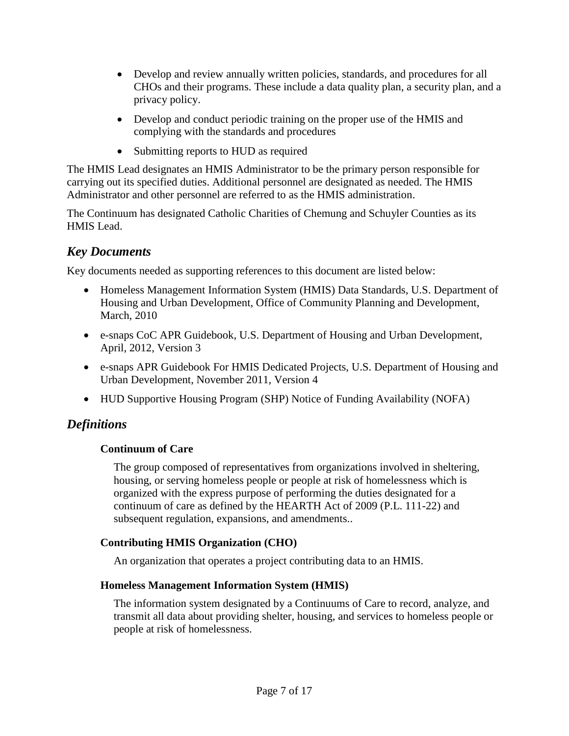- Develop and review annually written policies, standards, and procedures for all CHOs and their programs. These include a data quality plan, a security plan, and a privacy policy.
- Develop and conduct periodic training on the proper use of the HMIS and complying with the standards and procedures
- Submitting reports to HUD as required

The HMIS Lead designates an HMIS Administrator to be the primary person responsible for carrying out its specified duties. Additional personnel are designated as needed. The HMIS Administrator and other personnel are referred to as the HMIS administration.

The Continuum has designated Catholic Charities of Chemung and Schuyler Counties as its HMIS Lead.

## *Key Documents*

Key documents needed as supporting references to this document are listed below:

- Homeless Management Information System (HMIS) Data Standards, U.S. Department of Housing and Urban Development, Office of Community Planning and Development, March, 2010
- e-snaps CoC APR Guidebook, U.S. Department of Housing and Urban Development, April, 2012, Version 3
- e-snaps APR Guidebook For HMIS Dedicated Projects, U.S. Department of Housing and Urban Development, November 2011, Version 4
- HUD Supportive Housing Program (SHP) Notice of Funding Availability (NOFA)

## *Definitions*

### Continuum of Care

The group composed of representatives from organizations involved in sheltering, housing, or serving homeless people or people at risk of homelessness which is organized with the express purpose of performing the duties designated for a continuum of care as defined by the HEARTH Act of 2009 (P.L. 111-22) and subsequent regulation, expansions, and amendments..

### Contributing HMIS Organization (CHO)

An organization that operates a project contributing data to an HMIS.

### Homeless Management Information System (HMIS)

The information system designated by a Continuums of Care to record, analyze, and transmit all data about providing shelter, housing, and services to homeless people or people at risk of homelessness.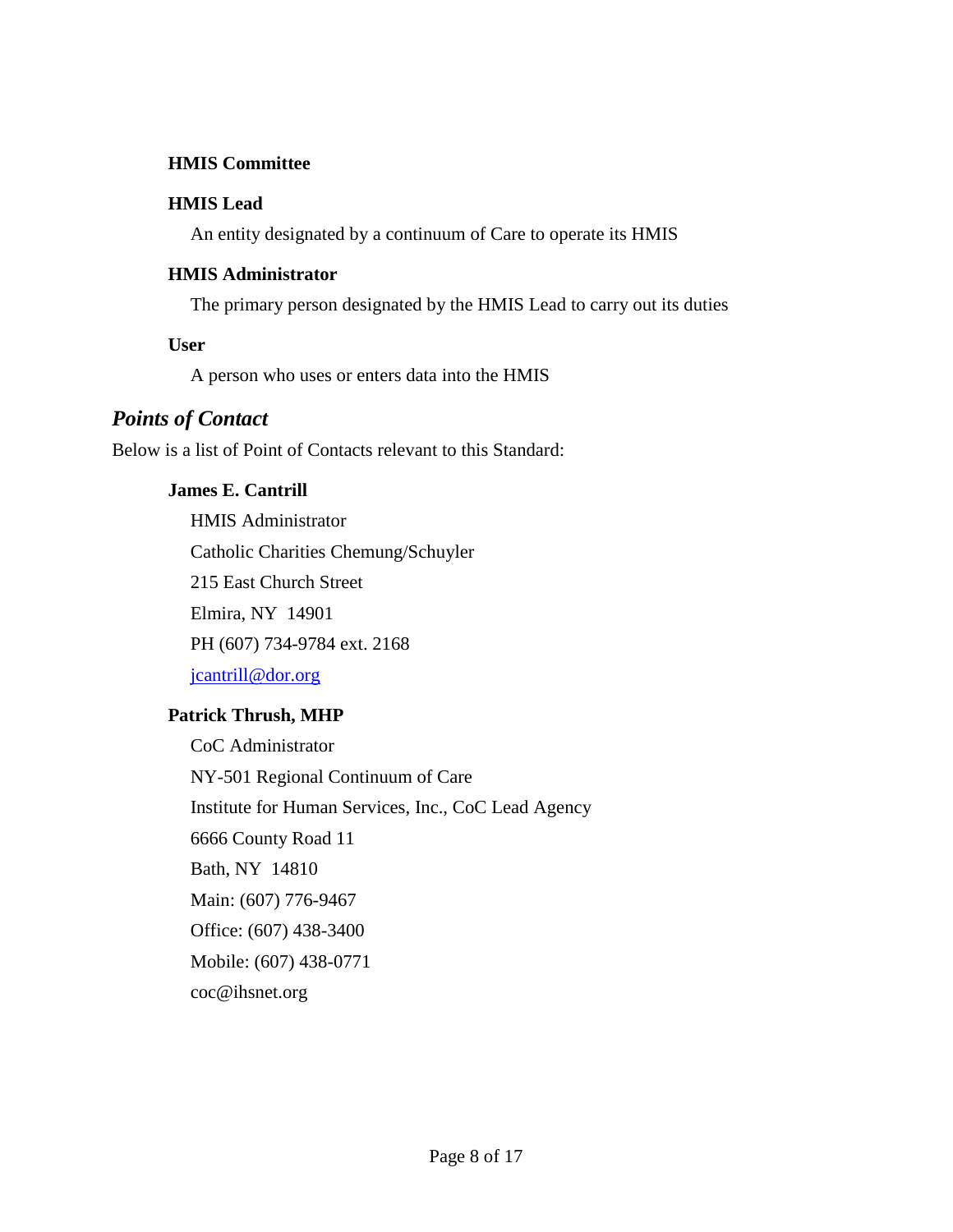**HMIS Committee**

**HMIS Lead**

An entity designated by a continuum of Care to operate its HMIS

**HMIS Administrator**

The primary person designated by the HMIS Lead to carry out its duties

**User**

A person who uses or enters data into the HMIS

## *Points of Contact*

Below is a list of Point of Contacts relevant to this Standard:

**James E. Cantrill**

HMIS Administrator

Catholic Charities Chemung/Schuyler

215 East Church Street

Elmira, NY 14901

PH (607) 734-9784 ext. 2168

jcantrill@dor.org

**Patrick Thrush, MHP**

CoC Administrator

NY-501 Regional Continuum of Care

Institute for Human Services, Inc., CoC Lead Agency

6666 County Road 11

Bath, NY 14810

Main: (607) 776-9467

Office: (607) 438-3400

Mobile: (607) 438-0771

coc@ihsnet.org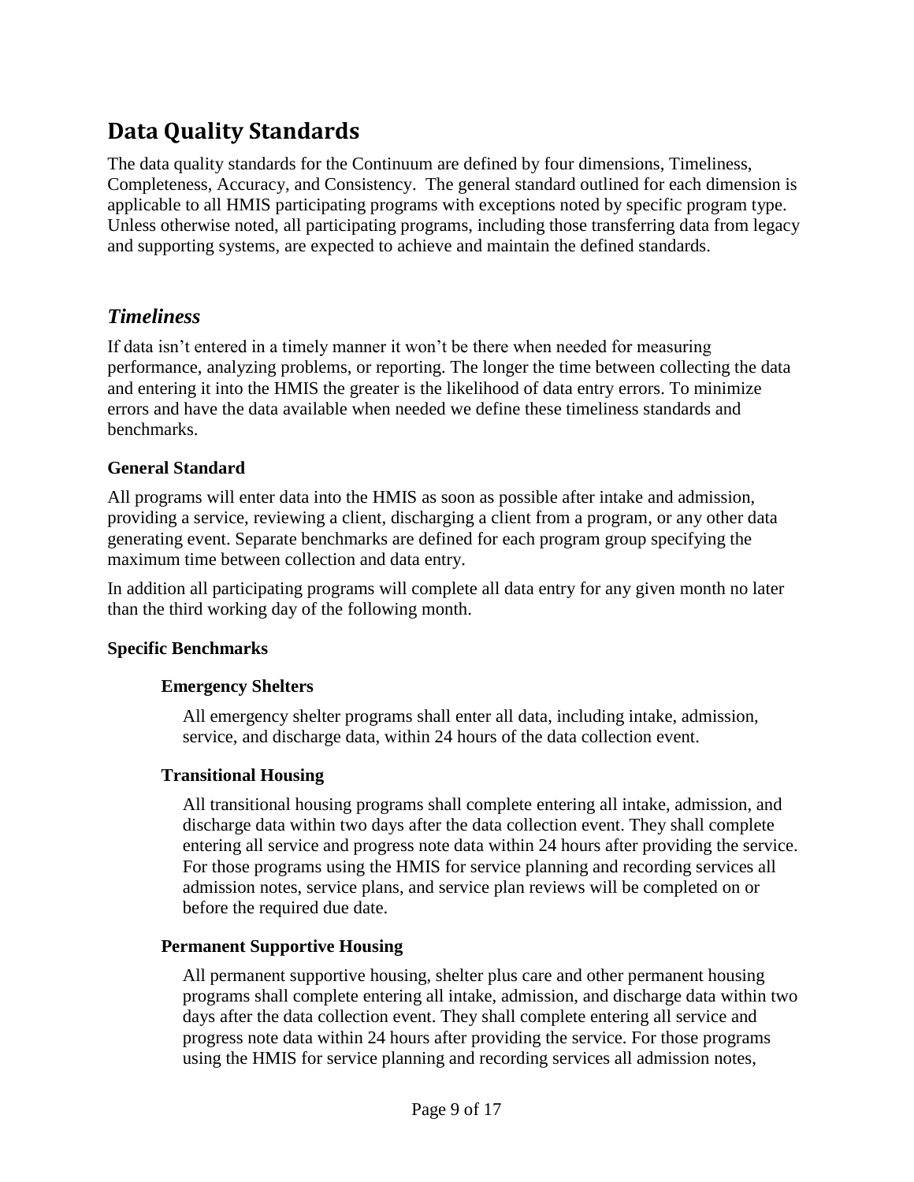# Data Quality Standards

The data quality standards for the Continuum are defined by four dimensions, Timeliness, Completeness, Accuracy, and Consistency. The general standard outlined for each dimension is applicable to all HMIS participating programs with exceptions noted by specific program type. Unless otherwise noted, all participating programs, including those transferring data from legacy and supporting systems, are expected to achieve and maintain the defined standards.

## *Timeliness*

If data isn't entered in a timely manner it won't be there when needed for measuring performance, analyzing problems, or reporting. The longer the time between collecting the data and entering it into the HMIS the greater is the likelihood of data entry errors. To minimize errors and have the data available when needed we define these timeliness standards and benchmarks.

### General Standard

All programs will enter data into the HMIS as soon as possible after intake and admission, providing a service, reviewing a client, discharging a client from a program, or any other data generating event. Separate benchmarks are defined for each program group specifying the maximum time between collection and data entry.

In addition all participating programs will complete all data entry for any given month no later than the third working day of the following month.

### Specific Benchmarks

#### Emergency Shelters

All emergency shelter programs shall enter all data, including intake, admission, service, and discharge data, within 24 hours of the data collection event.

#### Transitional Housing

All transitional housing programs shall complete entering all intake, admission, and discharge data within two days after the data collection event. They shall complete entering all service and progress note data within 24 hours after providing the service. For those programs using the HMIS for service planning and recording services all admission notes, service plans, and service plan reviews will be completed on or before the required due date.

#### Permanent Supportive Housing

All permanent supportive housing, shelter plus care and other permanent housing programs shall complete entering all intake, admission, and discharge data within two days after the data collection event. They shall complete entering all service and progress note data within 24 hours after providing the service. For those programs using the HMIS for service planning and recording services all admission notes,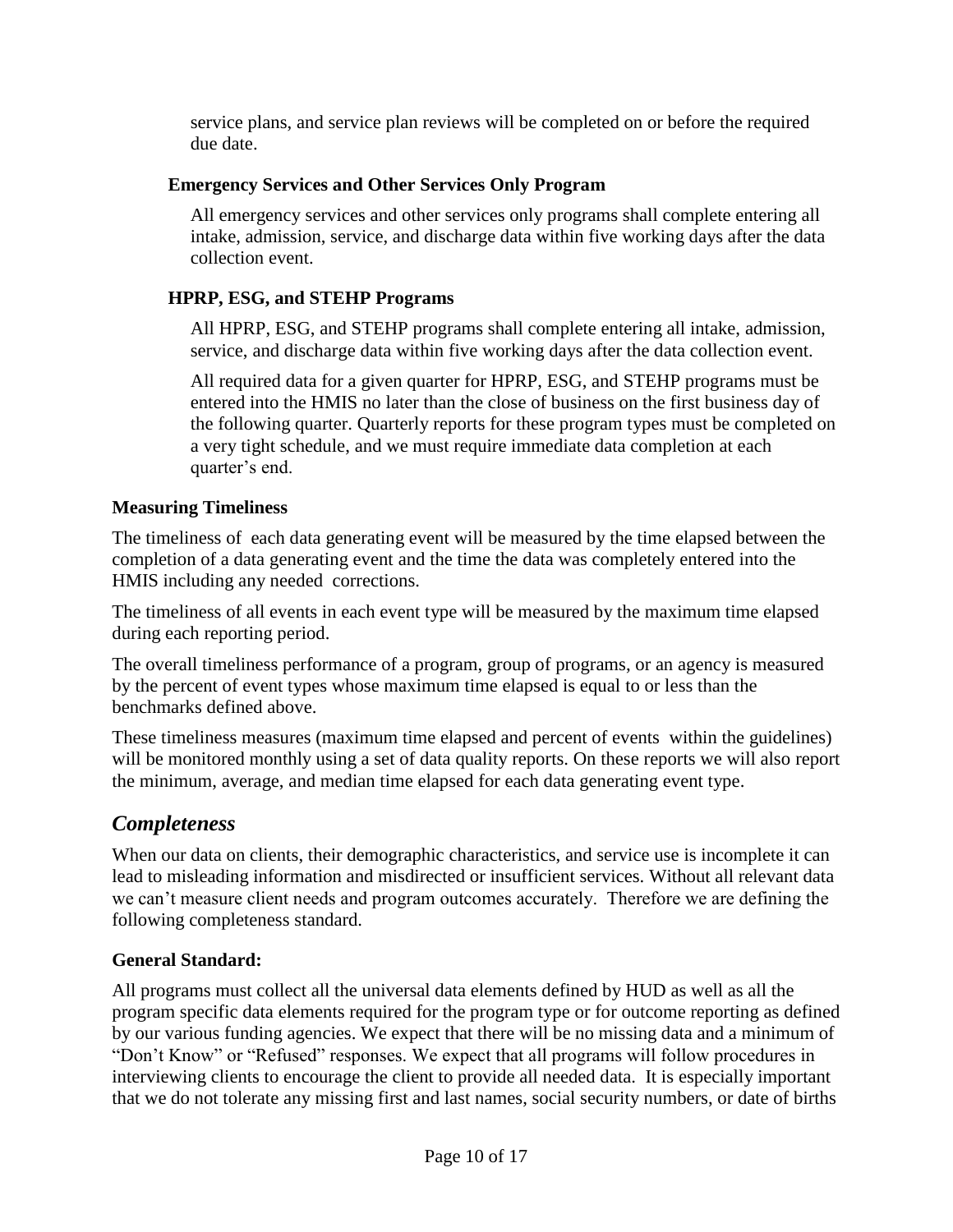service plans, and service plan reviews will be completed on or before the required due date.

#### Emergency Services and Other Services Only Program

All emergency services and other services only programs shall complete entering all intake, admission, service, and discharge data within five working days after the data collection event.

#### HPRP, ESG, and STEHP Programs

All HPRP, ESG, and STEHP programs shall complete entering all intake, admission, service, and discharge data within five working days after the data collection event.

All required data for a given quarter for HPRP, ESG, and STEHP programs must be entered into the HMIS no later than the close of business on the first business day of the following quarter. Quarterly reports for these program types must be completed on a very tight schedule, and we must require immediate data completion at each quarter's end.

### Measuring Timeliness

The timeliness of each data generating event will be measured by the time elapsed between the completion of a data generating event and the time the data was completely entered into the HMIS including any needed corrections.

The timeliness of all events in each event type will be measured by the maximum time elapsed during each reporting period.

The overall timeliness performance of a program, group of programs, or an agency is measured by the percent of event types whose maximum time elapsed is equal to or less than the benchmarks defined above.

These timeliness measures (maximum time elapsed and percent of events within the guidelines) will be monitored monthly using a set of data quality reports. On these reports we will also report the minimum, average, and median time elapsed for each data generating event type.

## *Completeness*

When our data on clients, their demographic characteristics, and service use is incomplete it can lead to misleading information and misdirected or insufficient services. Without all relevant data we can't measure client needs and program outcomes accurately. Therefore we are defining the following completeness standard.

### General Standard:

All programs must collect all the universal data elements defined by HUD as well as all the program specific data elements required for the program type or for outcome reporting as defined by our various funding agencies. We expect that there will be no missing data and a minimum of "Don't Know" or "Refused" responses. We expect that all programs will follow procedures in interviewing clients to encourage the client to provide all needed data. It is especially important that we do not tolerate any missing first and last names, social security numbers, or date of births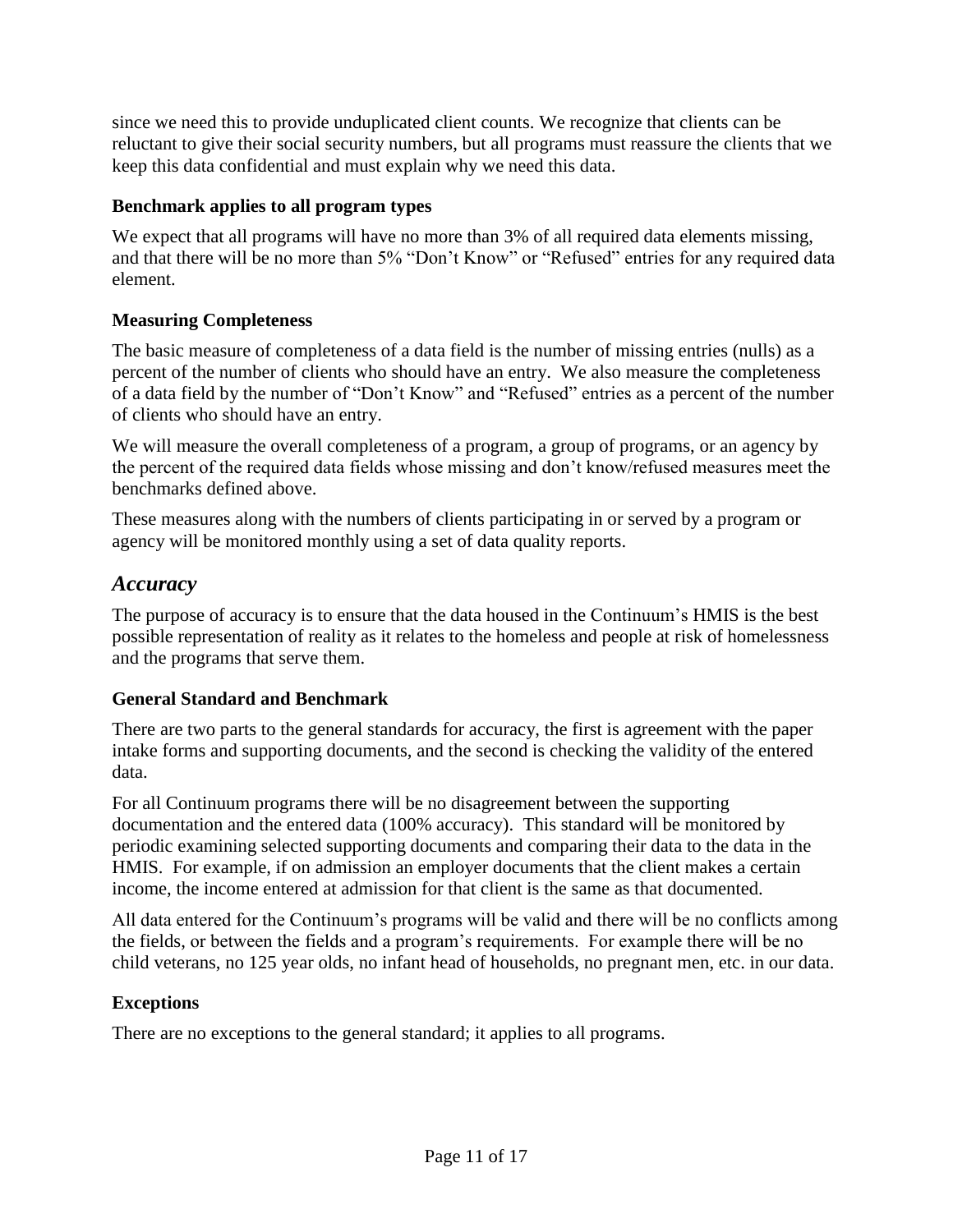since we need this to provide unduplicated client counts. We recognize that clients can be reluctant to give their social security numbers, but all programs must reassure the clients that we keep this data confidential and must explain why we need this data.

### Benchmark applies to all program types

We expect that all programs will have no more than 3% of all required data elements missing, and that there will be no more than 5% "Don't Know" or "Refused" entries for any required data element.

### Measuring Completeness

The basic measure of completeness of a data field is the number of missing entries (nulls) as a percent of the number of clients who should have an entry. We also measure the completeness of a data field by the number of "Don't Know" and "Refused" entries as a percent of the number of clients who should have an entry.

We will measure the overall completeness of a program, a group of programs, or an agency by the percent of the required data fields whose missing and don't know/refused measures meet the benchmarks defined above.

These measures along with the numbers of clients participating in or served by a program or agency will be monitored monthly using a set of data quality reports.

## *Accuracy*

The purpose of accuracy is to ensure that the data housed in the Continuum's HMIS is the best possible representation of reality as it relates to the homeless and people at risk of homelessness and the programs that serve them.

### General Standard and Benchmark

There are two parts to the general standards for accuracy, the first is agreement with the paper intake forms and supporting documents, and the second is checking the validity of the entered data.

For all Continuum programs there will be no disagreement between the supporting documentation and the entered data (100% accuracy). This standard will be monitored by periodic examining selected supporting documents and comparing their data to the data in the HMIS. For example, if on admission an employer documents that the client makes a certain income, the income entered at admission for that client is the same as that documented.

All data entered for the Continuum's programs will be valid and there will be no conflicts among the fields, or between the fields and a program's requirements. For example there will be no child veterans, no 125 year olds, no infant head of households, no pregnant men, etc. in our data.

### Exceptions

There are no exceptions to the general standard; it applies to all programs.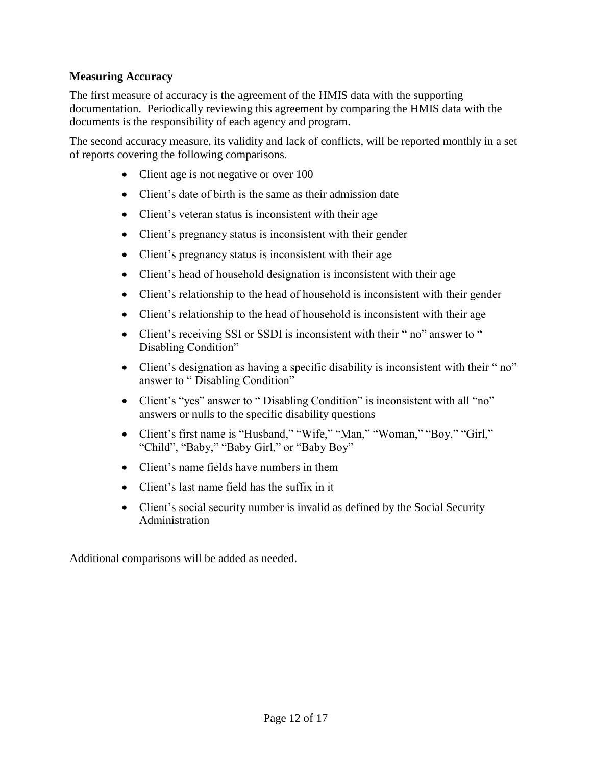**Measuring Accuracy**

The first measure of accuracy is the agreement of the HMIS data with the supporting documentation. Periodically reviewing this agreement by comparing the HMIS data with the documents is the responsibility of each agency and program.

The second accuracy measure, its validity and lack of conflicts, will be reported monthly in a set of reports covering the following comparisons.

- Client age is not negative or over 100
- Client's date of birth is the same as their admission date
- Client's veteran status is inconsistent with their age
- Client's pregnancy status is inconsistent with their gender
- Client's pregnancy status is inconsistent with their age
- Client's head of household designation is inconsistent with their age
- Client's relationship to the head of household is inconsistent with their gender
- Client's relationship to the head of household is inconsistent with their age
- Client's receiving SSI or SSDI is inconsistent with their " no" answer to " Disabling Condition"
- Client's designation as having a specific disability is inconsistent with their " no" answer to " Disabling Condition"
- Client's "yes" answer to " Disabling Condition" is inconsistent with all "no" answers or nulls to the specific disability questions
- Client's first name is "Husband," "Wife," "Man," "Woman," "Boy," "Girl," "Child", "Baby," "Baby Girl," or "Baby Boy"
- Client's name fields have numbers in them
- Client's last name field has the suffix in it
- Client's social security number is invalid as defined by the Social Security Administration

Additional comparisons will be added as needed.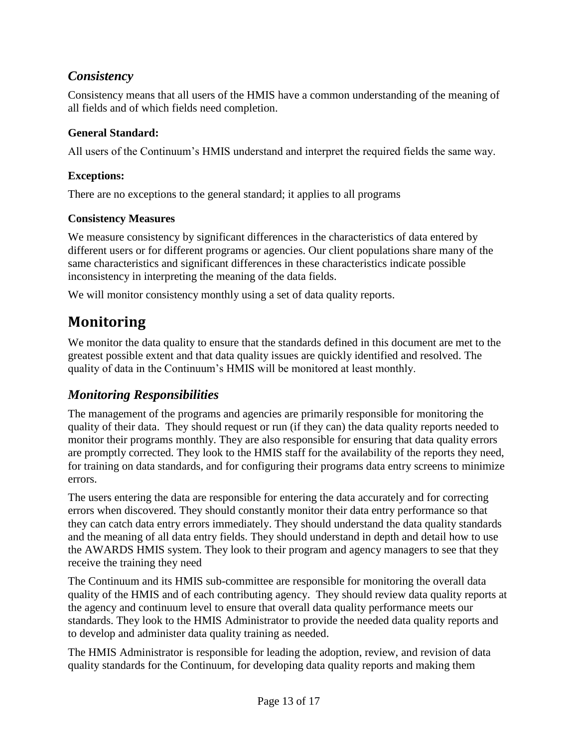## *Consistency*

Consistency means that all users of the HMIS have a common understanding of the meaning of all fields and of which fields need completion.

### General Standard:

All users of the Continuum's HMIS understand and interpret the required fields the same way.

### Exceptions:

There are no exceptions to the general standard; it applies to all programs

### Consistency Measures

We measure consistency by significant differences in the characteristics of data entered by different users or for different programs or agencies. Our client populations share many of the same characteristics and significant differences in these characteristics indicate possible inconsistency in interpreting the meaning of the data fields.

We will monitor consistency monthly using a set of data quality reports.

# Monitoring

We monitor the data quality to ensure that the standards defined in this document are met to the greatest possible extent and that data quality issues are quickly identified and resolved. The quality of data in the Continuum's HMIS will be monitored at least monthly.

## *Monitoring Responsibilities*

The management of the programs and agencies are primarily responsible for monitoring the quality of their data. They should request or run (if they can) the data quality reports needed to monitor their programs monthly. They are also responsible for ensuring that data quality errors are promptly corrected. They look to the HMIS staff for the availability of the reports they need, for training on data standards, and for configuring their programs data entry screens to minimize errors.

The users entering the data are responsible for entering the data accurately and for correcting errors when discovered. They should constantly monitor their data entry performance so that they can catch data entry errors immediately. They should understand the data quality standards and the meaning of all data entry fields. They should understand in depth and detail how to use the AWARDS HMIS system. They look to their program and agency managers to see that they receive the training they need

The Continuum and its HMIS sub-committee are responsible for monitoring the overall data quality of the HMIS and of each contributing agency. They should review data quality reports at the agency and continuum level to ensure that overall data quality performance meets our standards. They look to the HMIS Administrator to provide the needed data quality reports and to develop and administer data quality training as needed.

The HMIS Administrator is responsible for leading the adoption, review, and revision of data quality standards for the Continuum, for developing data quality reports and making them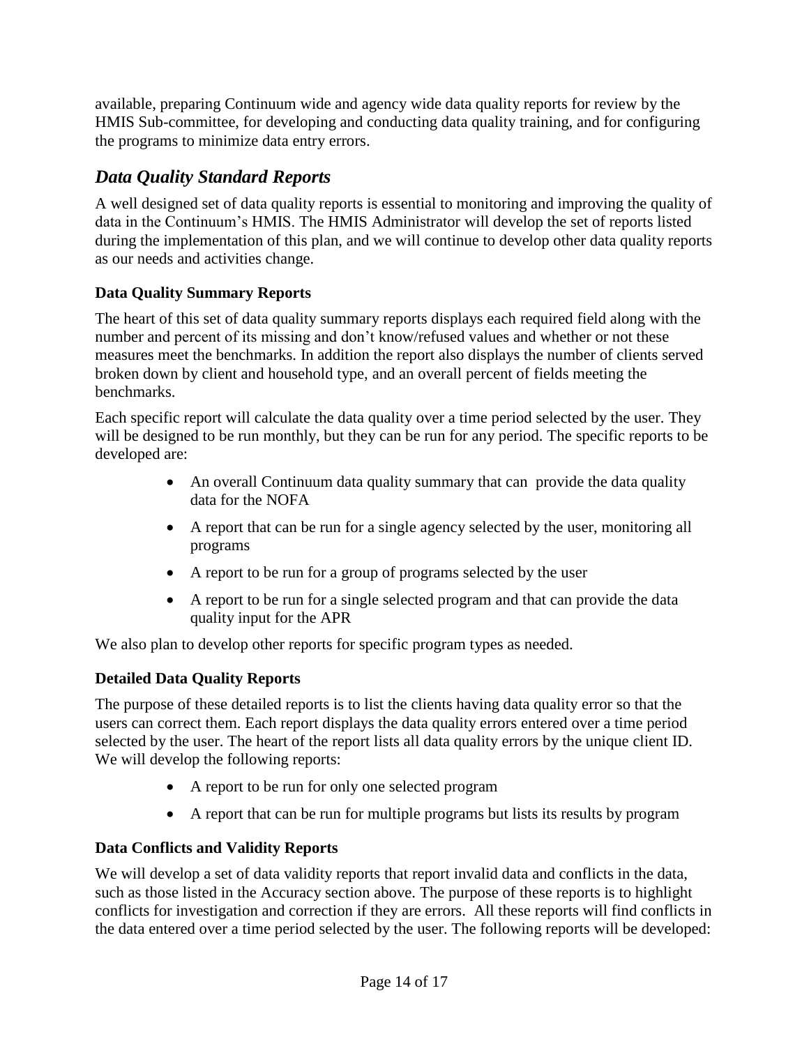available, preparing Continuum wide and agency wide data quality reports for review by the HMIS Sub-committee, for developing and conducting data quality training, and for configuring the programs to minimize data entry errors.

## *Data Quality Standard Reports*

A well designed set of data quality reports is essential to monitoring and improving the quality of data in the Continuum's HMIS. The HMIS Administrator will develop the set of reports listed during the implementation of this plan, and we will continue to develop other data quality reports as our needs and activities change.

### Data Quality Summary Reports

The heart of this set of data quality summary reports displays each required field along with the number and percent of its missing and don't know/refused values and whether or not these measures meet the benchmarks. In addition the report also displays the number of clients served broken down by client and household type, and an overall percent of fields meeting the benchmarks.

Each specific report will calculate the data quality over a time period selected by the user. They will be designed to be run monthly, but they can be run for any period. The specific reports to be developed are:

- An overall Continuum data quality summary that can provide the data quality data for the NOFA
- A report that can be run for a single agency selected by the user, monitoring all programs
- A report to be run for a group of programs selected by the user
- A report to be run for a single selected program and that can provide the data quality input for the APR

We also plan to develop other reports for specific program types as needed.

### Detailed Data Quality Reports

The purpose of these detailed reports is to list the clients having data quality error so that the users can correct them. Each report displays the data quality errors entered over a time period selected by the user. The heart of the report lists all data quality errors by the unique client ID. We will develop the following reports:

- A report to be run for only one selected program
- A report that can be run for multiple programs but lists its results by program

### Data Conflicts and Validity Reports

We will develop a set of data validity reports that report invalid data and conflicts in the data, such as those listed in the Accuracy section above. The purpose of these reports is to highlight conflicts for investigation and correction if they are errors. All these reports will find conflicts in the data entered over a time period selected by the user. The following reports will be developed: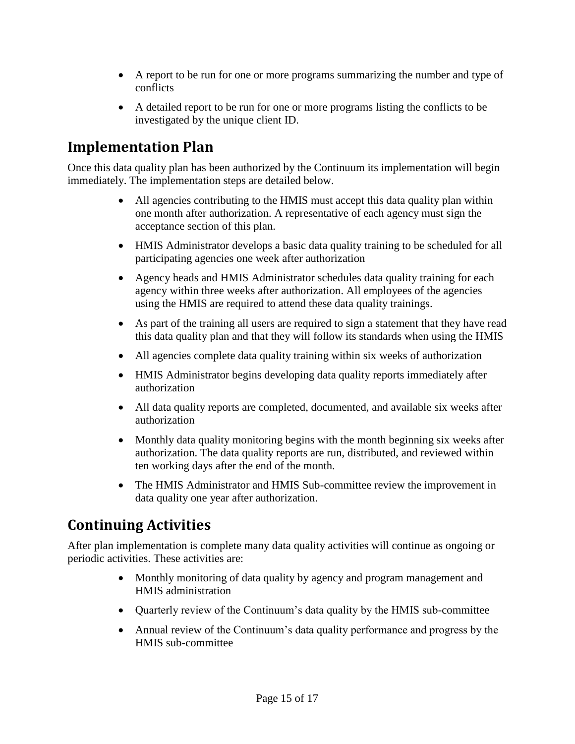- A report to be run for one or more programs summarizing the number and type of conflicts
- A detailed report to be run for one or more programs listing the conflicts to be investigated by the unique client ID.

## Implementation Plan

Once this data quality plan has been authorized by the Continuum its implementation will begin immediately. The implementation steps are detailed below.

- All agencies contributing to the HMIS must accept this data quality plan within one month after authorization. A representative of each agency must sign the acceptance section of this plan.
- HMIS Administrator develops a basic data quality training to be scheduled for all participating agencies one week after authorization
- Agency heads and HMIS Administrator schedules data quality training for each agency within three weeks after authorization. All employees of the agencies using the HMIS are required to attend these data quality trainings.
- As part of the training all users are required to sign a statement that they have read this data quality plan and that they will follow its standards when using the HMIS
- All agencies complete data quality training within six weeks of authorization
- HMIS Administrator begins developing data quality reports immediately after authorization
- All data quality reports are completed, documented, and available six weeks after authorization
- Monthly data quality monitoring begins with the month beginning six weeks after authorization. The data quality reports are run, distributed, and reviewed within ten working days after the end of the month.
- The HMIS Administrator and HMIS Sub-committee review the improvement in data quality one year after authorization.

## Continuing Activities

After plan implementation is complete many data quality activities will continue as ongoing or periodic activities. These activities are:

- Monthly monitoring of data quality by agency and program management and HMIS administration
- Quarterly review of the Continuum's data quality by the HMIS sub-committee
- Annual review of the Continuum's data quality performance and progress by the HMIS sub-committee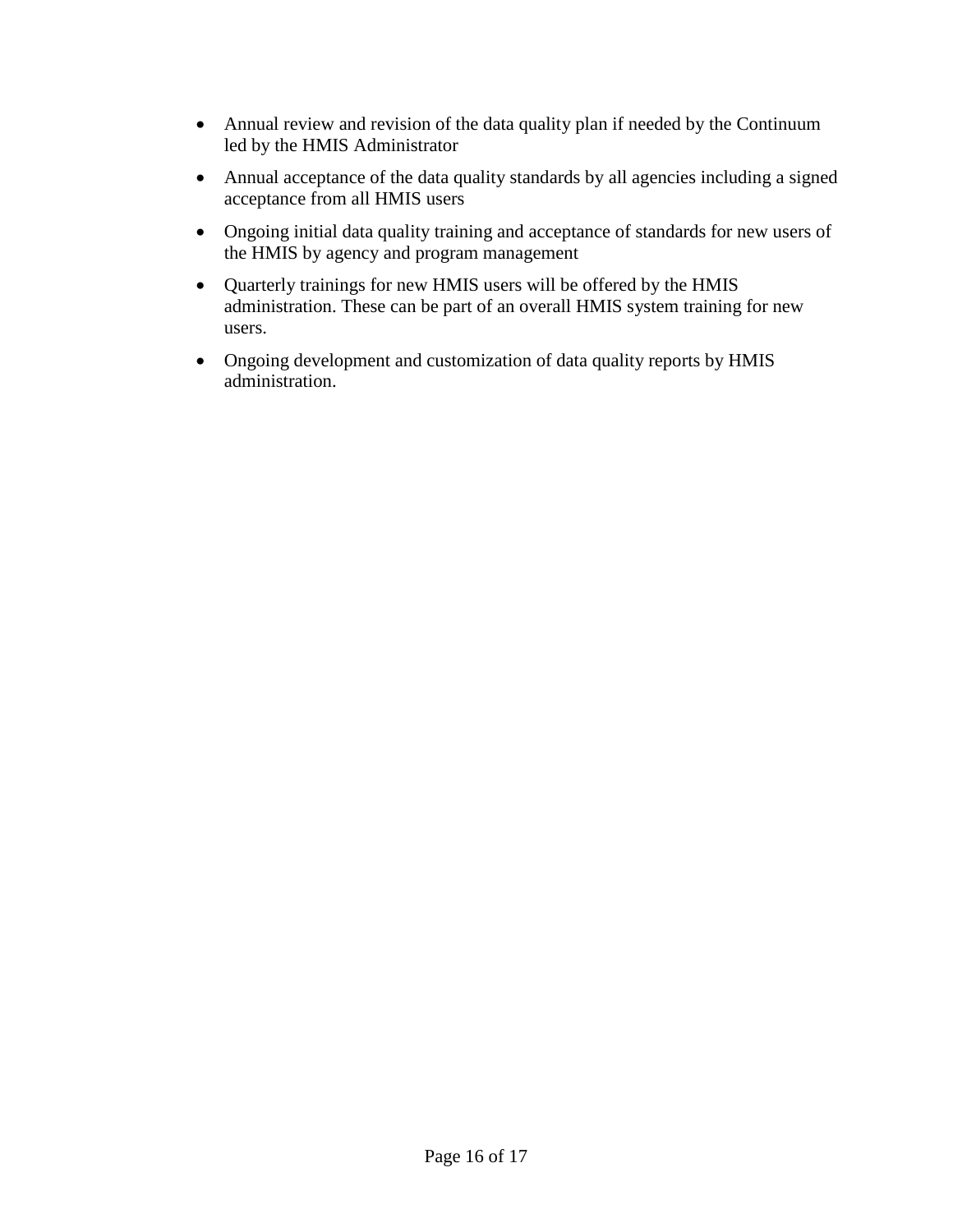- Annual review and revision of the data quality plan if needed by the Continuum led by the HMIS Administrator
- Annual acceptance of the data quality standards by all agencies including a signed acceptance from all HMIS users
- Ongoing initial data quality training and acceptance of standards for new users of the HMIS by agency and program management
- Quarterly trainings for new HMIS users will be offered by the HMIS administration. These can be part of an overall HMIS system training for new users.
- Ongoing development and customization of data quality reports by HMIS administration.